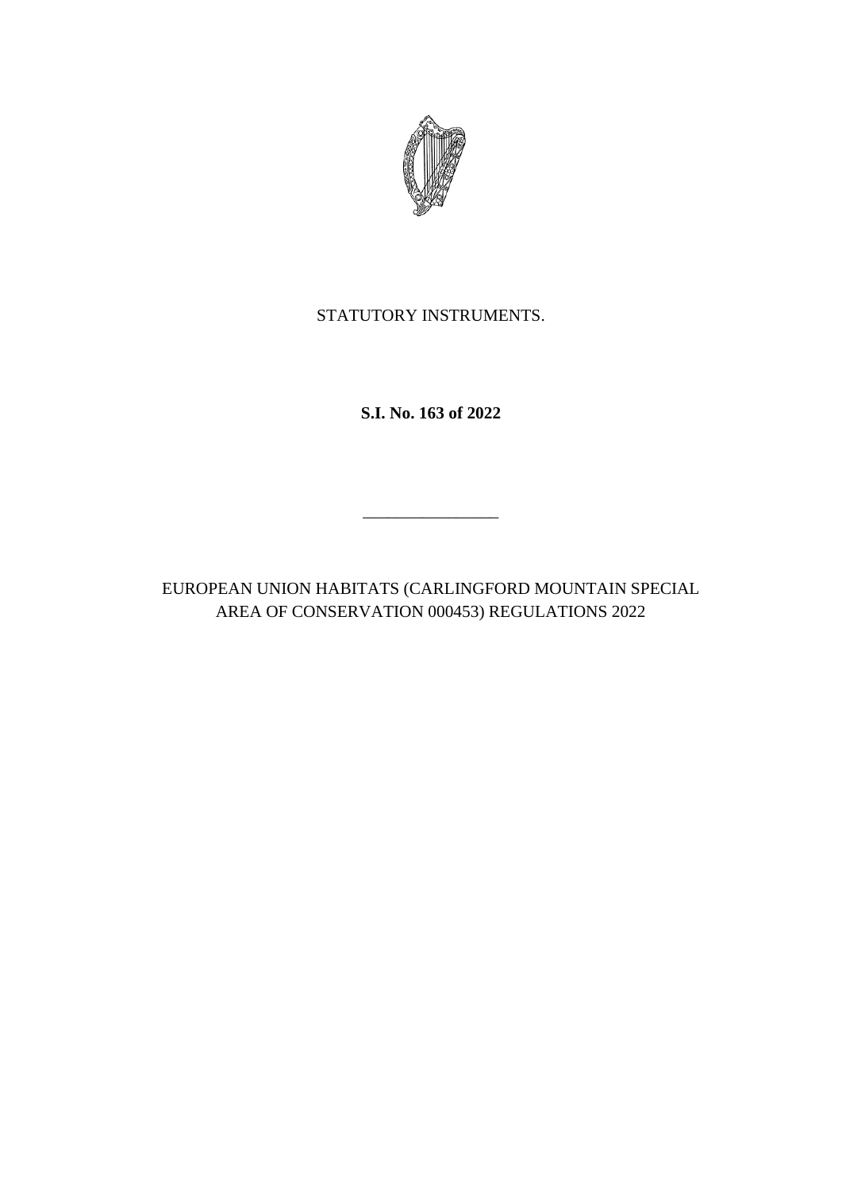STATUTORY INSTRUMENTS.

**S.I. No. 163 of 2022**

---

EUROPEAN UNION HABITATS (CARLINGFORD MOUNTAIN SPECIAL AREA OF CONSERVATION 000453) REGULATIONS 2022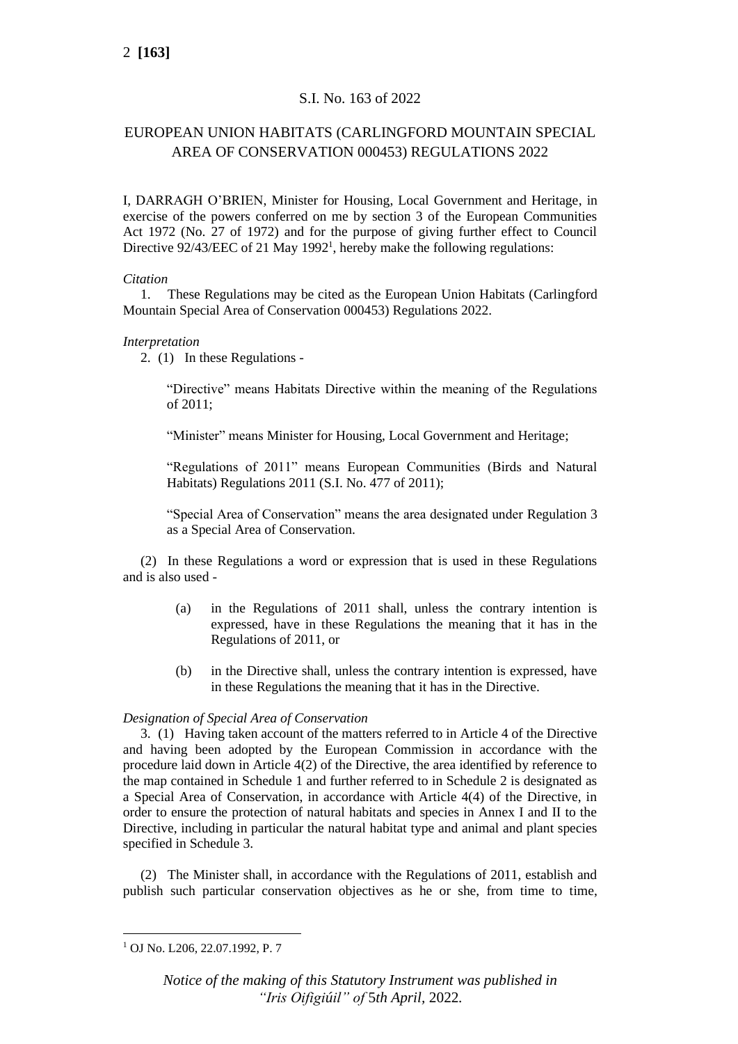S.I. No. 163 of 2022

# EUROPEAN UNION HABITATS (CARLINGFORD MOUNTAIN SPECIAL AREA OF CONSERVATION 000453) REGULATIONS 2022

I, DARRAGH O'BRIEN, Minister for Housing, Local Government and Heritage, in exercise of the powers conferred on me by section 3 of the European Communities Act 1972 (No. 27 of 1972) and for the purpose of giving further effect to Council Directive 92/43/EEC of 21 May 1992[1], hereby make the following regulations:

*Citation*

1. These Regulations may be cited as the European Union Habitats (Carlingford Mountain Special Area of Conservation 000453) Regulations 2022.

*Interpretation*

2. (1) In these Regulations -

"Directive" means Habitats Directive within the meaning of the Regulations of 2011;

"Minister" means Minister for Housing, Local Government and Heritage;

"Regulations of 2011" means European Communities (Birds and Natural Habitats) Regulations 2011 (S.I. No. 477 of 2011);

"Special Area of Conservation" means the area designated under Regulation 3 as a Special Area of Conservation.

(2) In these Regulations a word or expression that is used in these Regulations and is also used -

(a) in the Regulations of 2011 shall, unless the contrary intention is expressed, have in these Regulations the meaning that it has in the Regulations of 2011, or

(b) in the Directive shall, unless the contrary intention is expressed, have in these Regulations the meaning that it has in the Directive.

*Designation of Special Area of Conservation*

3. (1) Having taken account of the matters referred to in Article 4 of the Directive and having been adopted by the European Commission in accordance with the procedure laid down in Article 4(2) of the Directive, the area identified by reference to the map contained in Schedule 1 and further referred to in Schedule 2 is designated as a Special Area of Conservation, in accordance with Article 4(4) of the Directive, in order to ensure the protection of natural habitats and species in Annex I and II to the Directive, including in particular the natural habitat type and animal and plant species specified in Schedule 3.

(2) The Minister shall, in accordance with the Regulations of 2011, establish and publish such particular conservation objectives as he or she, from time to time,

[1] OJ No. L206, 22.07.1992, P. 7

*Notice of the making of this Statutory Instrument was published in "Iris Oifigiúil" of 5th April, 2022.*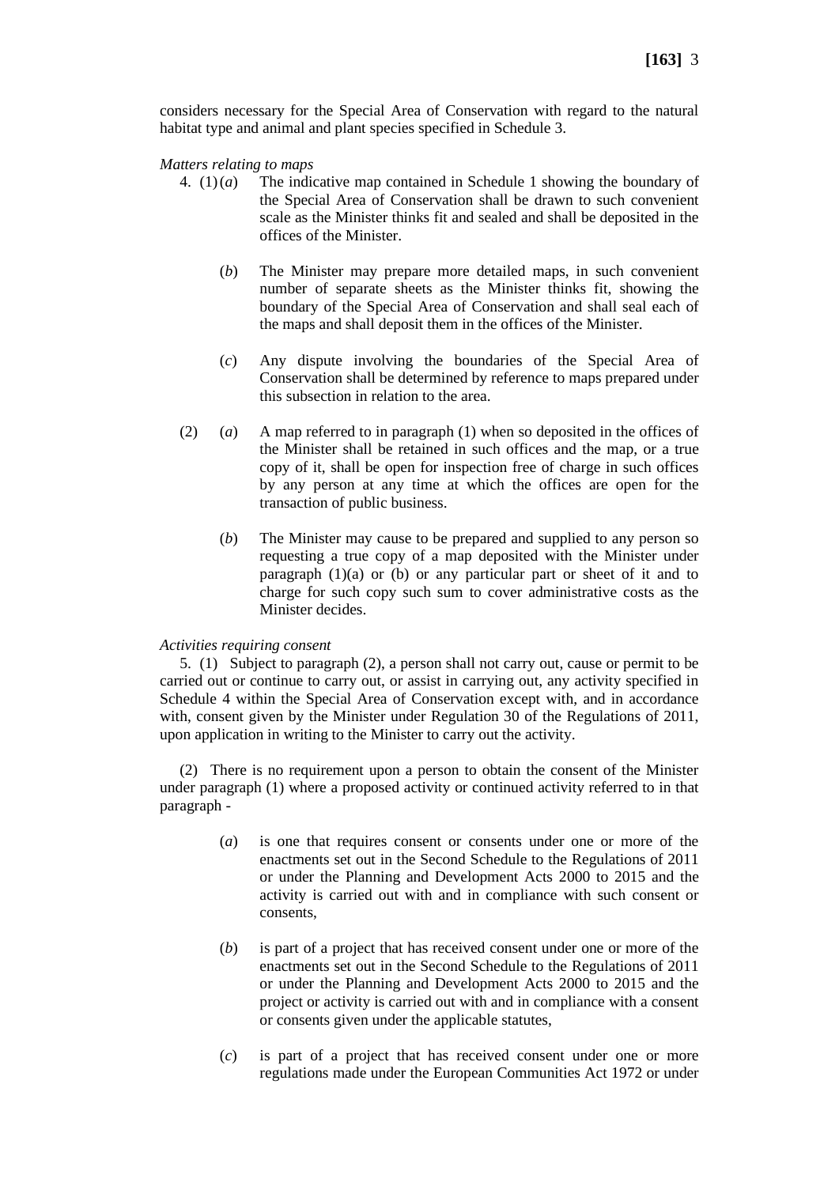considers necessary for the Special Area of Conservation with regard to the natural habitat type and animal and plant species specified in Schedule 3.

*Matters relating to maps*

4. (1) (*a*) The indicative map contained in Schedule 1 showing the boundary of the Special Area of Conservation shall be drawn to such convenient scale as the Minister thinks fit and sealed and shall be deposited in the offices of the Minister.

(*b*) The Minister may prepare more detailed maps, in such convenient number of separate sheets as the Minister thinks fit, showing the boundary of the Special Area of Conservation and shall seal each of the maps and shall deposit them in the offices of the Minister.

(*c*) Any dispute involving the boundaries of the Special Area of Conservation shall be determined by reference to maps prepared under this subsection in relation to the area.

(2) (*a*) A map referred to in paragraph (1) when so deposited in the offices of the Minister shall be retained in such offices and the map, or a true copy of it, shall be open for inspection free of charge in such offices by any person at any time at which the offices are open for the transaction of public business.

(*b*) The Minister may cause to be prepared and supplied to any person so requesting a true copy of a map deposited with the Minister under paragraph (1)(a) or (b) or any particular part or sheet of it and to charge for such copy such sum to cover administrative costs as the Minister decides.

*Activities requiring consent*

5. (1) Subject to paragraph (2), a person shall not carry out, cause or permit to be carried out or continue to carry out, or assist in carrying out, any activity specified in Schedule 4 within the Special Area of Conservation except with, and in accordance with, consent given by the Minister under Regulation 30 of the Regulations of 2011, upon application in writing to the Minister to carry out the activity.

(2) There is no requirement upon a person to obtain the consent of the Minister under paragraph (1) where a proposed activity or continued activity referred to in that paragraph -

(*a*) is one that requires consent or consents under one or more of the enactments set out in the Second Schedule to the Regulations of 2011 or under the Planning and Development Acts 2000 to 2015 and the activity is carried out with and in compliance with such consent or consents,

(*b*) is part of a project that has received consent under one or more of the enactments set out in the Second Schedule to the Regulations of 2011 or under the Planning and Development Acts 2000 to 2015 and the project or activity is carried out with and in compliance with a consent or consents given under the applicable statutes,

(*c*) is part of a project that has received consent under one or more regulations made under the European Communities Act 1972 or under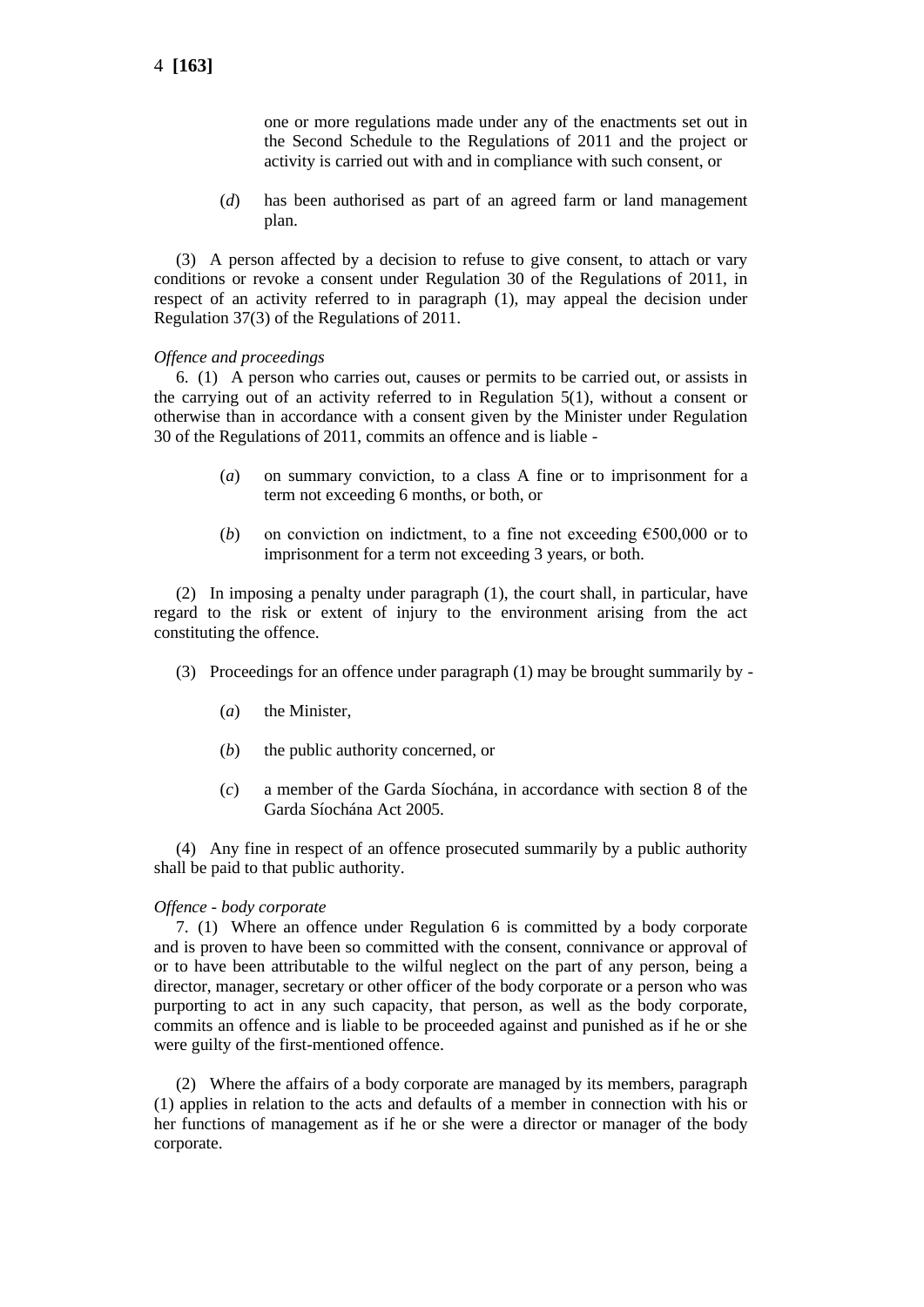one or more regulations made under any of the enactments set out in the Second Schedule to the Regulations of 2011 and the project or activity is carried out with and in compliance with such consent, or

(*d*) has been authorised as part of an agreed farm or land management plan.

(3) A person affected by a decision to refuse to give consent, to attach or vary conditions or revoke a consent under Regulation 30 of the Regulations of 2011, in respect of an activity referred to in paragraph (1), may appeal the decision under Regulation 37(3) of the Regulations of 2011.

*Offence and proceedings*

6. (1) A person who carries out, causes or permits to be carried out, or assists in the carrying out of an activity referred to in Regulation 5(1), without a consent or otherwise than in accordance with a consent given by the Minister under Regulation 30 of the Regulations of 2011, commits an offence and is liable -

(*a*) on summary conviction, to a class A fine or to imprisonment for a term not exceeding 6 months, or both, or

(*b*) on conviction on indictment, to a fine not exceeding €500,000 or to imprisonment for a term not exceeding 3 years, or both.

(2) In imposing a penalty under paragraph (1), the court shall, in particular, have regard to the risk or extent of injury to the environment arising from the act constituting the offence.

(3) Proceedings for an offence under paragraph (1) may be brought summarily by -

(*a*) the Minister,

(*b*) the public authority concerned, or

(*c*) a member of the Garda Síochána, in accordance with section 8 of the Garda Síochána Act 2005.

(4) Any fine in respect of an offence prosecuted summarily by a public authority shall be paid to that public authority.

*Offence - body corporate*

7. (1) Where an offence under Regulation 6 is committed by a body corporate and is proven to have been so committed with the consent, connivance or approval of or to have been attributable to the wilful neglect on the part of any person, being a director, manager, secretary or other officer of the body corporate or a person who was purporting to act in any such capacity, that person, as well as the body corporate, commits an offence and is liable to be proceeded against and punished as if he or she were guilty of the first-mentioned offence.

(2) Where the affairs of a body corporate are managed by its members, paragraph (1) applies in relation to the acts and defaults of a member in connection with his or her functions of management as if he or she were a director or manager of the body corporate.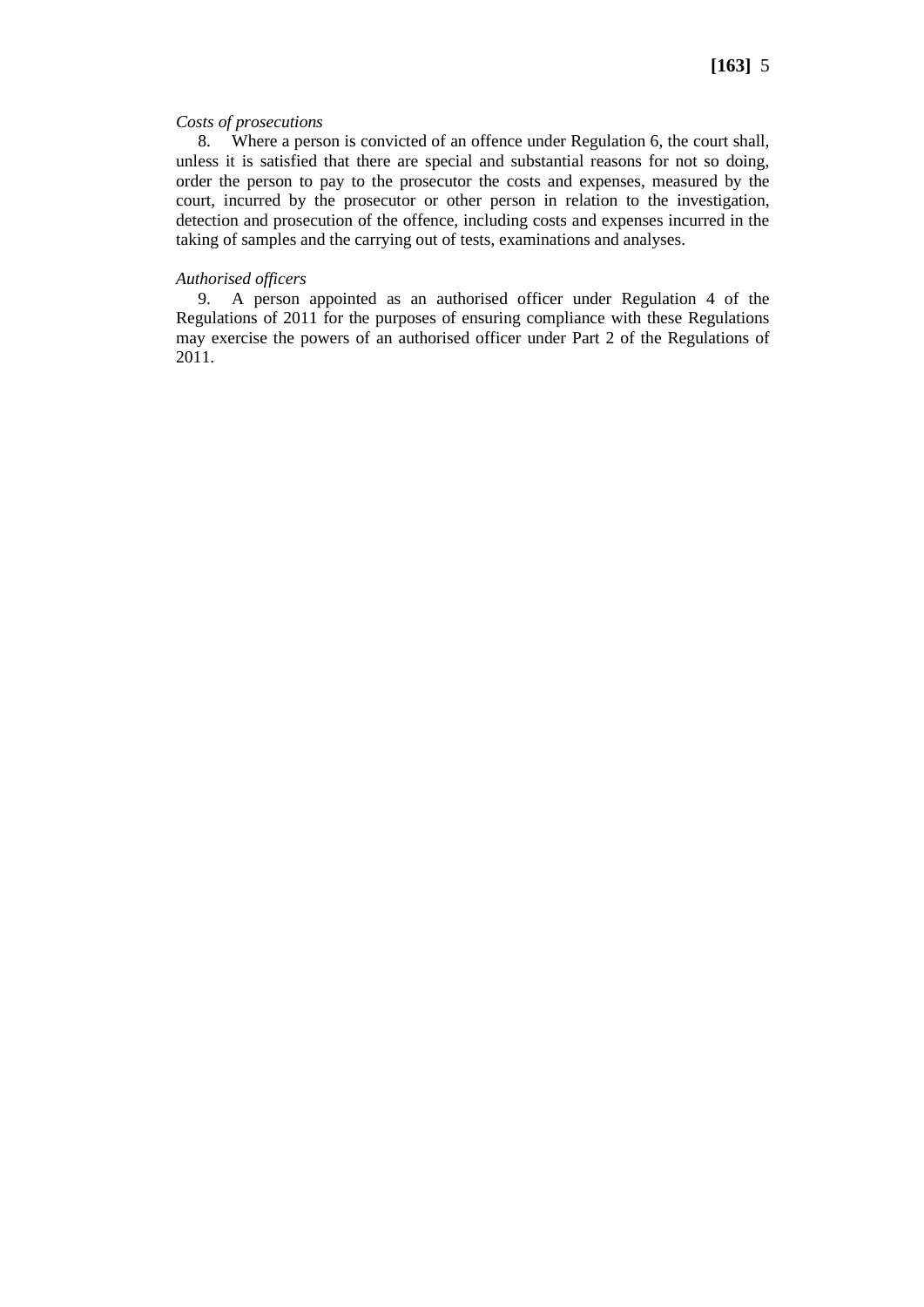*Costs of prosecutions*

8. Where a person is convicted of an offence under Regulation 6, the court shall, unless it is satisfied that there are special and substantial reasons for not so doing, order the person to pay to the prosecutor the costs and expenses, measured by the court, incurred by the prosecutor or other person in relation to the investigation, detection and prosecution of the offence, including costs and expenses incurred in the taking of samples and the carrying out of tests, examinations and analyses.

*Authorised officers*

9. A person appointed as an authorised officer under Regulation 4 of the Regulations of 2011 for the purposes of ensuring compliance with these Regulations may exercise the powers of an authorised officer under Part 2 of the Regulations of 2011.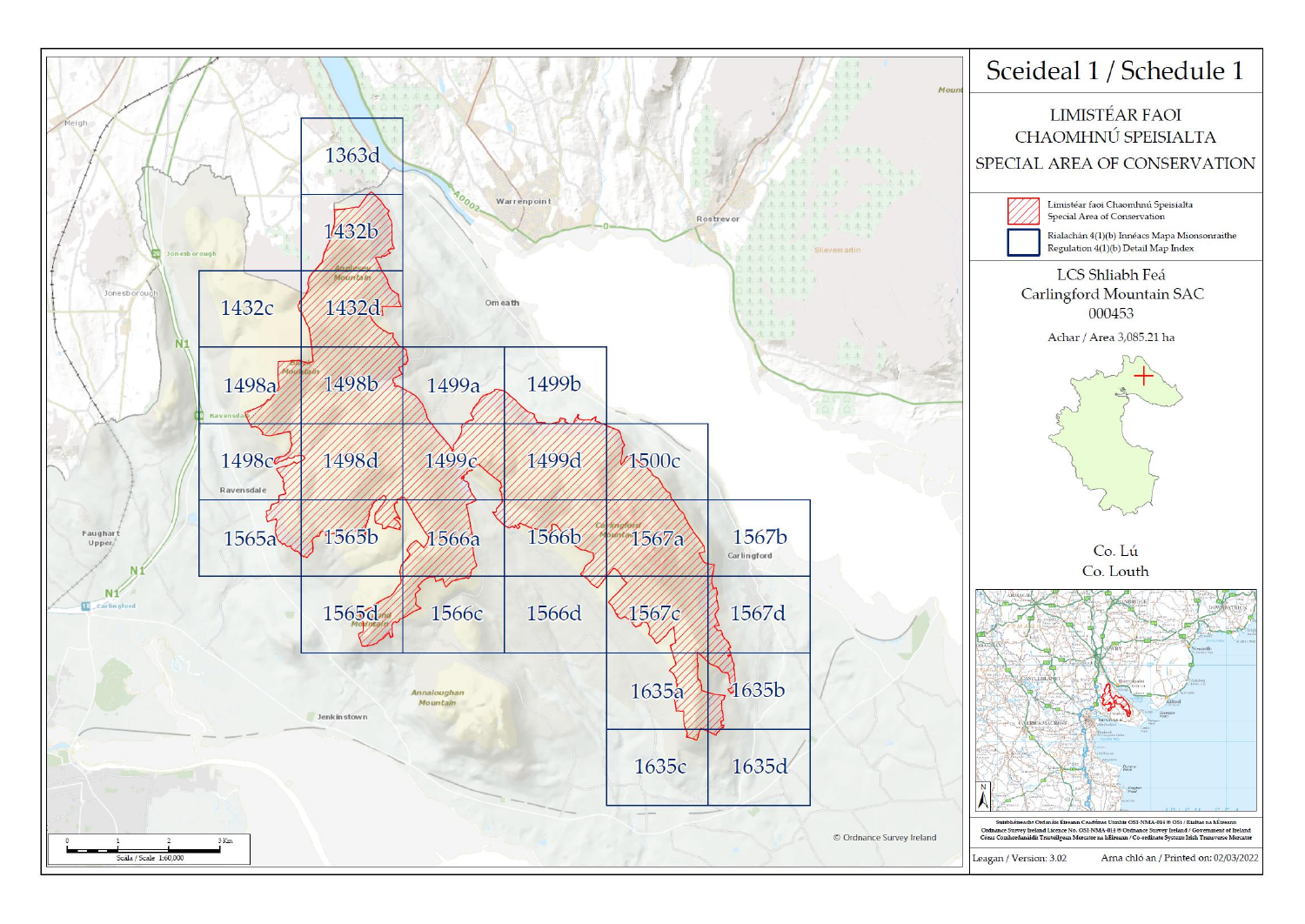# Sceideal 1 / Schedule 1

## LIMISTÉAR FAOI CHAOMHNÚ SPEISIALTA
## SPECIAL AREA OF CONSERVATION

- Limistéar faoi Chaomhnú Speisialta / Special Area of Conservation
- Rialachán 4(1)(b) Innéacs Mapa Mionsonraithe / Regulation 4(1)(b) Detail Map Index

LCS Shliabh Feá
Carlingford Mountain SAC
000453

Achar / Area 3,085.21 ha

Co. Lú
Co. Louth

Detail map index: 1363d, 1432b, 1432c, 1432d, 1498a, 1498b, 1499a, 1499b, 1498c, 1498d, 1499c, 1499d, 1500c, 1565a, 1565b, 1566a, 1566b, 1567a, 1567b, 1565d, 1566c, 1566d, 1567c, 1567d, 1635a, 1635b, 1635c, 1635d

Scala / Scale 1:60,000 (0, 1, 2, 3 Km)

© Ordnance Survey Ireland

Suirbhéireacht Ordanáis Éireann Ceadúnas Uimhir OSI-NMA-014 © OSi / Rialtas na hÉireann
Ordnance Survey Ireland Licence No. OSI-NMA-014 © Ordnance Survey Ireland / Government of Ireland
Córas Comhordanáidí Trasteilgean Mercator na hÉireann / Co-ordinate System Irish Transverse Mercator

Leagan / Version: 3.02

Arna chló an / Printed on: 02/03/2022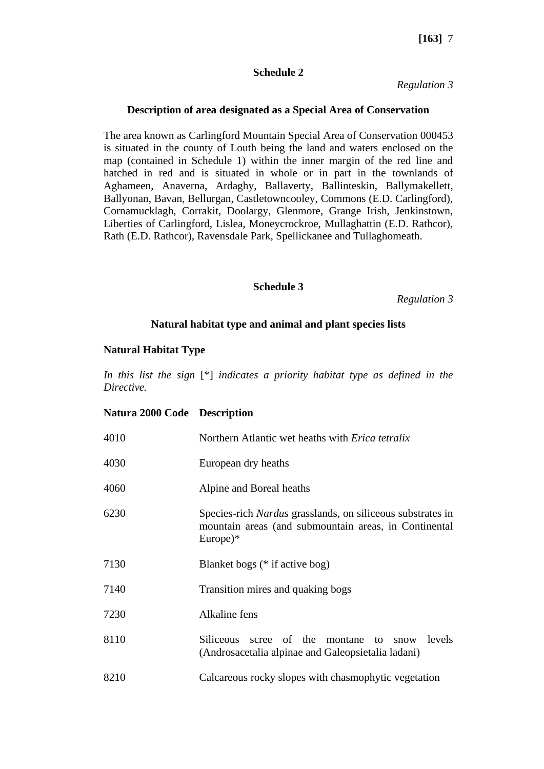## Schedule 2

*Regulation 3*

### Description of area designated as a Special Area of Conservation

The area known as Carlingford Mountain Special Area of Conservation 000453 is situated in the county of Louth being the land and waters enclosed on the map (contained in Schedule 1) within the inner margin of the red line and hatched in red and is situated in whole or in part in the townlands of Aghameen, Anaverna, Ardaghy, Ballaverty, Ballinteskin, Ballymakellett, Ballyonan, Bavan, Bellurgan, Castletowncooley, Commons (E.D. Carlingford), Cornamucklagh, Corrakit, Doolargy, Glenmore, Grange Irish, Jenkinstown, Liberties of Carlingford, Lislea, Moneycrockroe, Mullaghattin (E.D. Rathcor), Rath (E.D. Rathcor), Ravensdale Park, Spellickanee and Tullaghomeath.

## Schedule 3

*Regulation 3*

### Natural habitat type and animal and plant species lists

**Natural Habitat Type**

*In this list the sign* [*] *indicates a priority habitat type as defined in the Directive.*

| Natura 2000 Code | Description |
|---|---|
| 4010 | Northern Atlantic wet heaths with *Erica tetralix* |
| 4030 | European dry heaths |
| 4060 | Alpine and Boreal heaths |
| 6230 | Species-rich *Nardus* grasslands, on siliceous substrates in mountain areas (and submountain areas, in Continental Europe)* |
| 7130 | Blanket bogs (* if active bog) |
| 7140 | Transition mires and quaking bogs |
| 7230 | Alkaline fens |
| 8110 | Siliceous scree of the montane to snow levels (Androsacetalia alpinae and Galeopsietalia ladani) |
| 8210 | Calcareous rocky slopes with chasmophytic vegetation |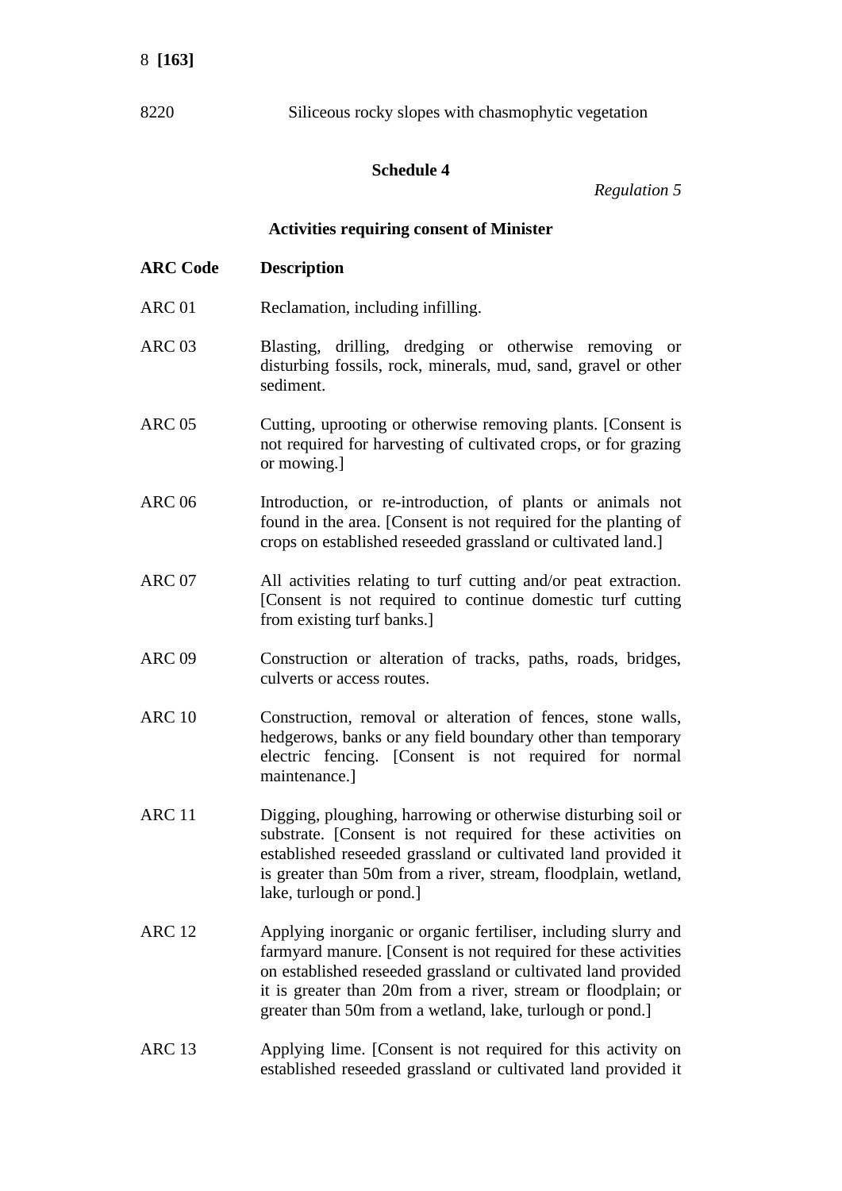8220 Siliceous rocky slopes with chasmophytic vegetation

## Schedule 4

*Regulation 5*

### Activities requiring consent of Minister

| ARC Code | Description |
|---|---|
| ARC 01 | Reclamation, including infilling. |
| ARC 03 | Blasting, drilling, dredging or otherwise removing or disturbing fossils, rock, minerals, mud, sand, gravel or other sediment. |
| ARC 05 | Cutting, uprooting or otherwise removing plants. [Consent is not required for harvesting of cultivated crops, or for grazing or mowing.] |
| ARC 06 | Introduction, or re-introduction, of plants or animals not found in the area. [Consent is not required for the planting of crops on established reseeded grassland or cultivated land.] |
| ARC 07 | All activities relating to turf cutting and/or peat extraction. [Consent is not required to continue domestic turf cutting from existing turf banks.] |
| ARC 09 | Construction or alteration of tracks, paths, roads, bridges, culverts or access routes. |
| ARC 10 | Construction, removal or alteration of fences, stone walls, hedgerows, banks or any field boundary other than temporary electric fencing. [Consent is not required for normal maintenance.] |
| ARC 11 | Digging, ploughing, harrowing or otherwise disturbing soil or substrate. [Consent is not required for these activities on established reseeded grassland or cultivated land provided it is greater than 50m from a river, stream, floodplain, wetland, lake, turlough or pond.] |
| ARC 12 | Applying inorganic or organic fertiliser, including slurry and farmyard manure. [Consent is not required for these activities on established reseeded grassland or cultivated land provided it is greater than 20m from a river, stream or floodplain; or greater than 50m from a wetland, lake, turlough or pond.] |
| ARC 13 | Applying lime. [Consent is not required for this activity on established reseeded grassland or cultivated land provided it |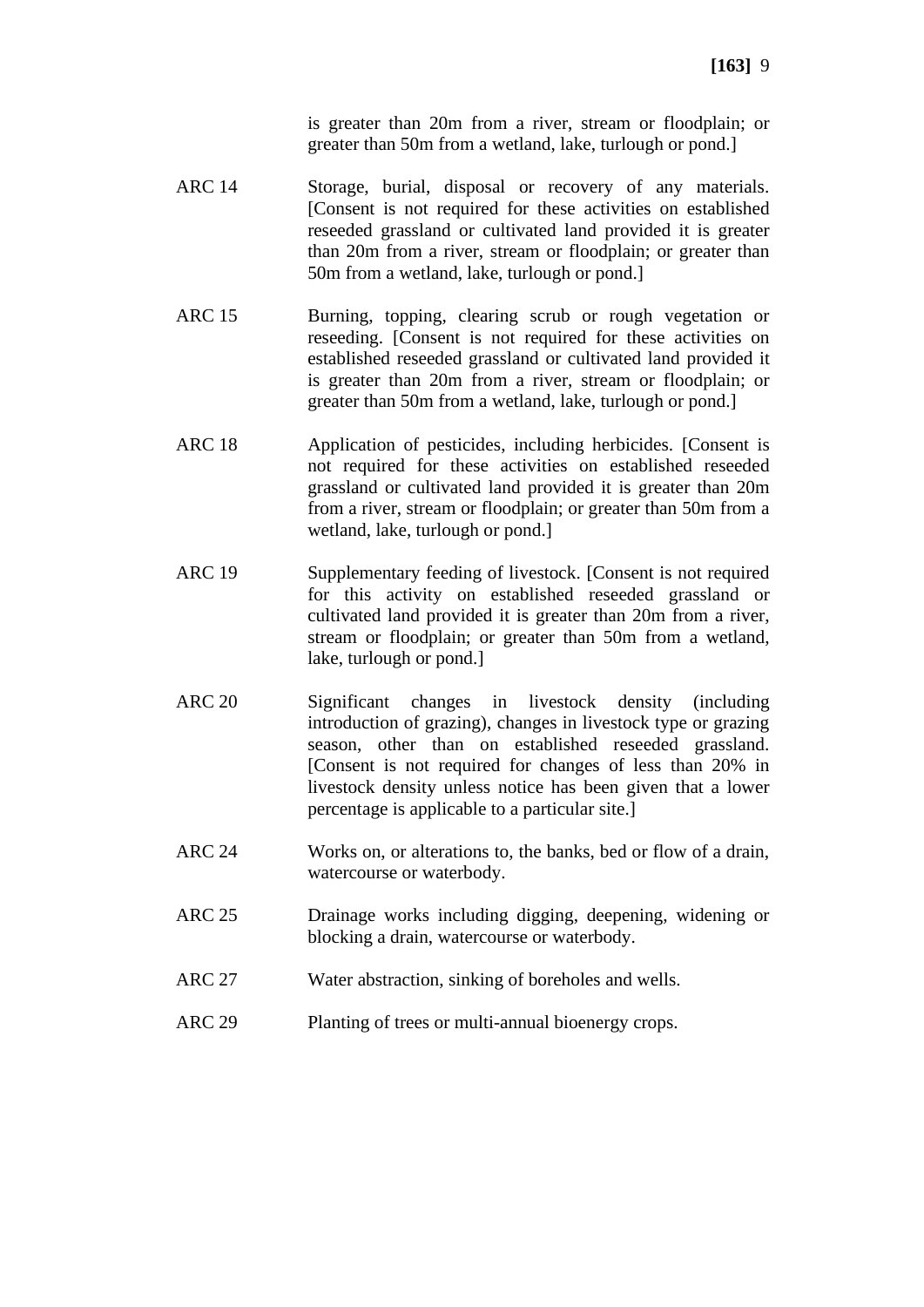is greater than 20m from a river, stream or floodplain; or greater than 50m from a wetland, lake, turlough or pond.]

| | |
|---|---|
| ARC 14 | Storage, burial, disposal or recovery of any materials. [Consent is not required for these activities on established reseeded grassland or cultivated land provided it is greater than 20m from a river, stream or floodplain; or greater than 50m from a wetland, lake, turlough or pond.] |
| ARC 15 | Burning, topping, clearing scrub or rough vegetation or reseeding. [Consent is not required for these activities on established reseeded grassland or cultivated land provided it is greater than 20m from a river, stream or floodplain; or greater than 50m from a wetland, lake, turlough or pond.] |
| ARC 18 | Application of pesticides, including herbicides. [Consent is not required for these activities on established reseeded grassland or cultivated land provided it is greater than 20m from a river, stream or floodplain; or greater than 50m from a wetland, lake, turlough or pond.] |
| ARC 19 | Supplementary feeding of livestock. [Consent is not required for this activity on established reseeded grassland or cultivated land provided it is greater than 20m from a river, stream or floodplain; or greater than 50m from a wetland, lake, turlough or pond.] |
| ARC 20 | Significant changes in livestock density (including introduction of grazing), changes in livestock type or grazing season, other than on established reseeded grassland. [Consent is not required for changes of less than 20% in livestock density unless notice has been given that a lower percentage is applicable to a particular site.] |
| ARC 24 | Works on, or alterations to, the banks, bed or flow of a drain, watercourse or waterbody. |
| ARC 25 | Drainage works including digging, deepening, widening or blocking a drain, watercourse or waterbody. |
| ARC 27 | Water abstraction, sinking of boreholes and wells. |
| ARC 29 | Planting of trees or multi-annual bioenergy crops. |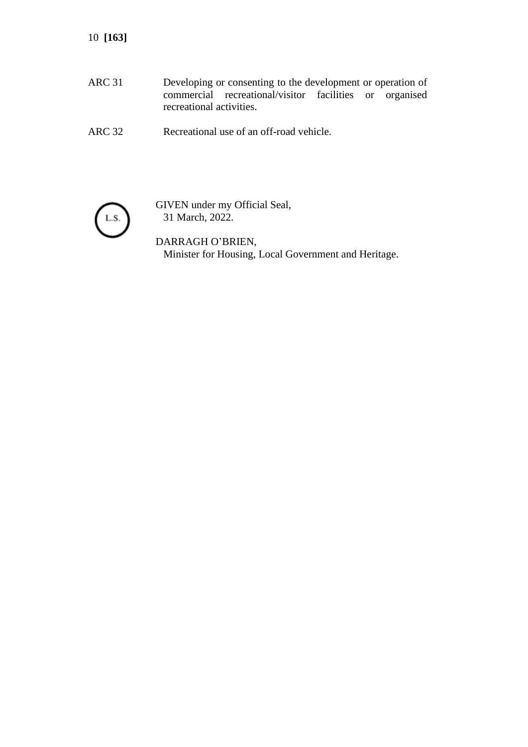| | |
|---|---|
| ARC 31 | Developing or consenting to the development or operation of commercial recreational/visitor facilities or organised recreational activities. |
| ARC 32 | Recreational use of an off-road vehicle. |

L.S.

GIVEN under my Official Seal,
31 March, 2022.

DARRAGH O'BRIEN,
Minister for Housing, Local Government and Heritage.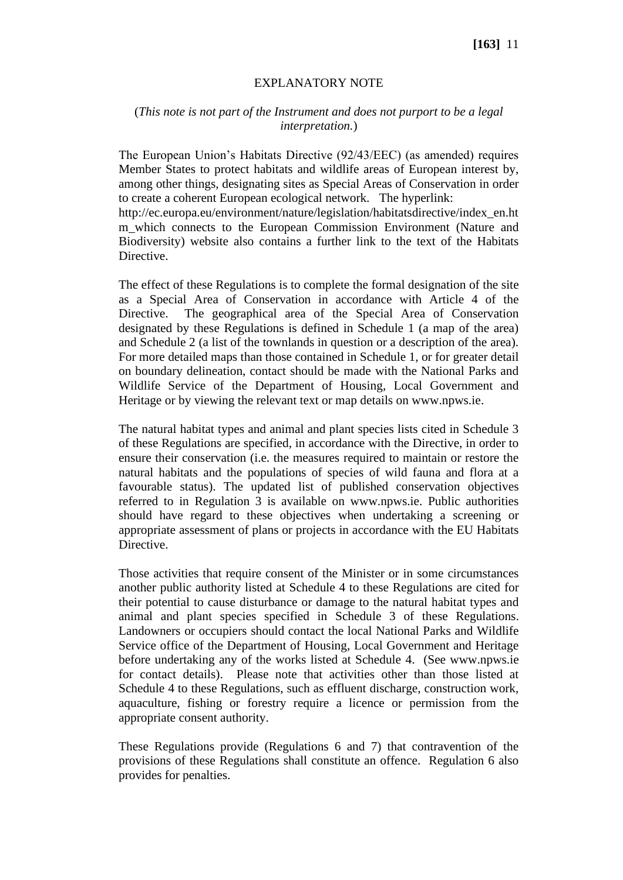# EXPLANATORY NOTE

(*This note is not part of the Instrument and does not purport to be a legal interpretation.*)

The European Union's Habitats Directive (92/43/EEC) (as amended) requires Member States to protect habitats and wildlife areas of European interest by, among other things, designating sites as Special Areas of Conservation in order to create a coherent European ecological network. The hyperlink: http://ec.europa.eu/environment/nature/legislation/habitatsdirective/index_en.htm_which connects to the European Commission Environment (Nature and Biodiversity) website also contains a further link to the text of the Habitats Directive.

The effect of these Regulations is to complete the formal designation of the site as a Special Area of Conservation in accordance with Article 4 of the Directive. The geographical area of the Special Area of Conservation designated by these Regulations is defined in Schedule 1 (a map of the area) and Schedule 2 (a list of the townlands in question or a description of the area). For more detailed maps than those contained in Schedule 1, or for greater detail on boundary delineation, contact should be made with the National Parks and Wildlife Service of the Department of Housing, Local Government and Heritage or by viewing the relevant text or map details on www.npws.ie.

The natural habitat types and animal and plant species lists cited in Schedule 3 of these Regulations are specified, in accordance with the Directive, in order to ensure their conservation (i.e. the measures required to maintain or restore the natural habitats and the populations of species of wild fauna and flora at a favourable status). The updated list of published conservation objectives referred to in Regulation 3 is available on www.npws.ie. Public authorities should have regard to these objectives when undertaking a screening or appropriate assessment of plans or projects in accordance with the EU Habitats Directive.

Those activities that require consent of the Minister or in some circumstances another public authority listed at Schedule 4 to these Regulations are cited for their potential to cause disturbance or damage to the natural habitat types and animal and plant species specified in Schedule 3 of these Regulations. Landowners or occupiers should contact the local National Parks and Wildlife Service office of the Department of Housing, Local Government and Heritage before undertaking any of the works listed at Schedule 4. (See www.npws.ie for contact details). Please note that activities other than those listed at Schedule 4 to these Regulations, such as effluent discharge, construction work, aquaculture, fishing or forestry require a licence or permission from the appropriate consent authority.

These Regulations provide (Regulations 6 and 7) that contravention of the provisions of these Regulations shall constitute an offence. Regulation 6 also provides for penalties.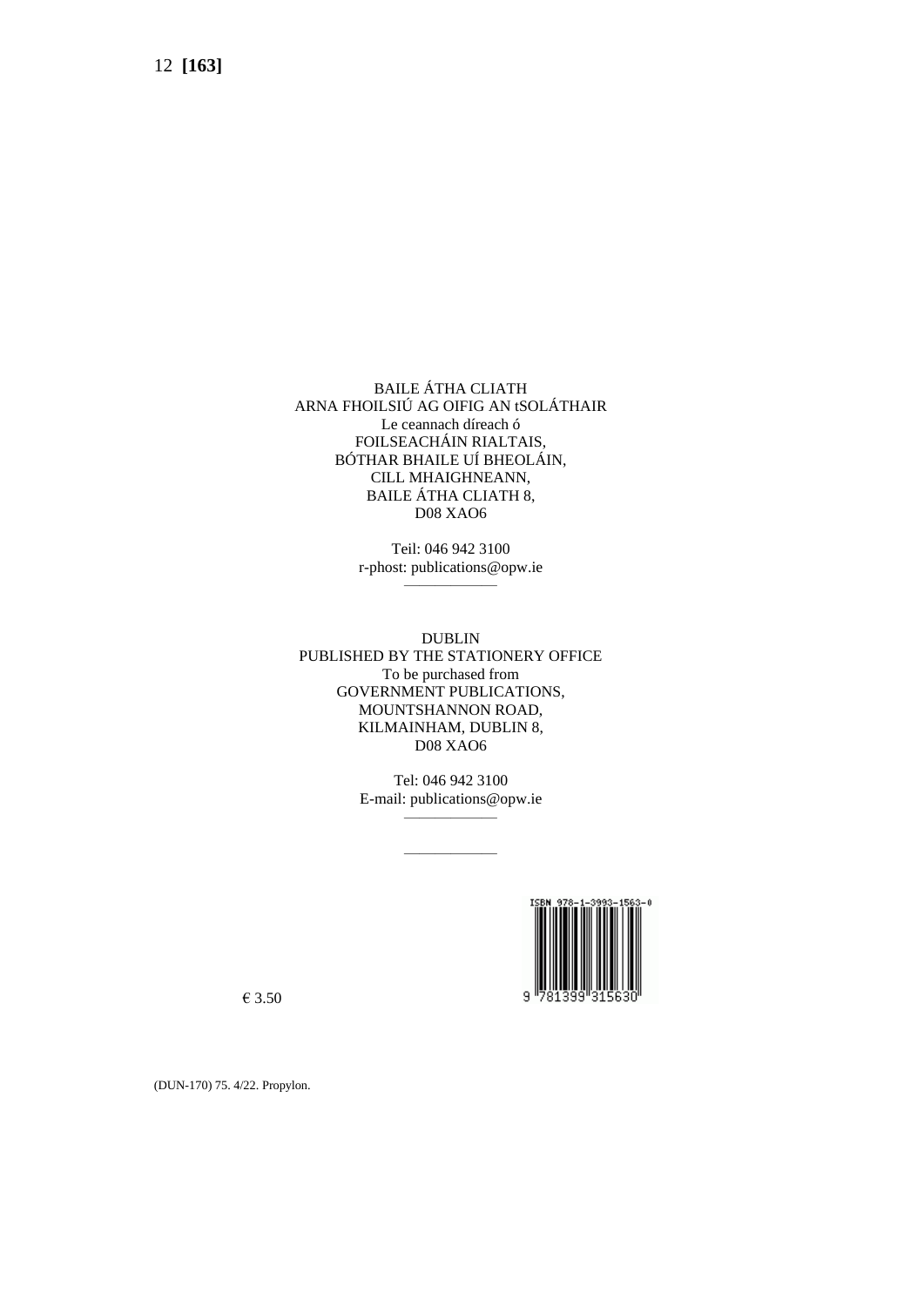BAILE ÁTHA CLIATH
ARNA FHOILSIÚ AG OIFIG AN tSOLÁTHAIR
Le ceannach díreach ó
FOILSEACHÁIN RIALTAIS,
BÓTHAR BHAILE UÍ BHEOLÁIN,
CILL MHAIGHNEANN,
BAILE ÁTHA CLIATH 8,
D08 XAO6

Teil: 046 942 3100
r-phost: publications@opw.ie

---

DUBLIN
PUBLISHED BY THE STATIONERY OFFICE
To be purchased from
GOVERNMENT PUBLICATIONS,
MOUNTSHANNON ROAD,
KILMAINHAM, DUBLIN 8,
D08 XAO6

Tel: 046 942 3100
E-mail: publications@opw.ie

---

ISBN 978-1-3993-1563-0

€ 3.50

(DUN-170) 75. 4/22. Propylon.